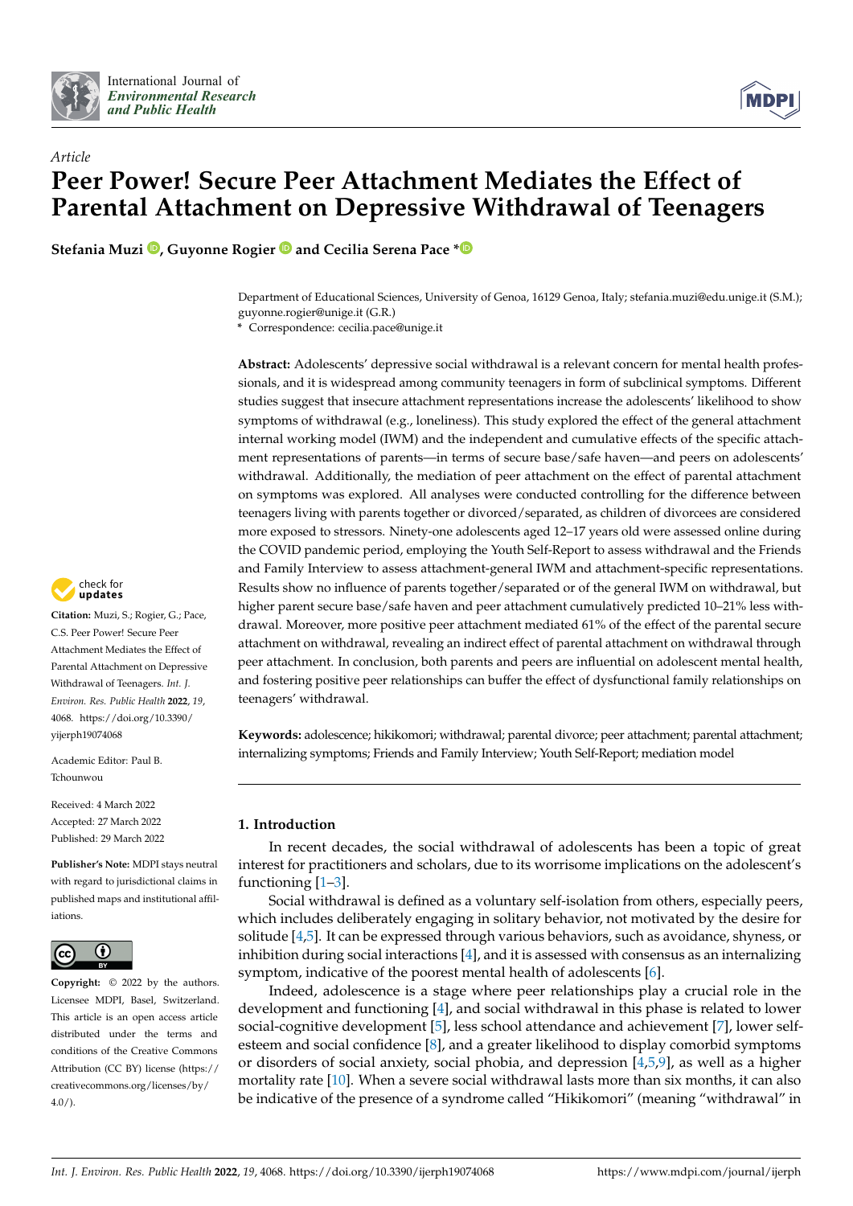*Article*

# Peer Power! Secure Peer Attachment Mediates the Effect of Parental Attachment on Depressive Withdrawal of Teenagers

**Stefania Muzi , Guyonne Rogier and Cecilia Serena Pace \***

Department of Educational Sciences, University of Genoa, 16129 Genoa, Italy; stefania.muzi@edu.unige.it (S.M.); guyonne.rogier@unige.it (G.R.)
\* Correspondence: cecilia.pace@unige.it

**Abstract:** Adolescents' depressive social withdrawal is a relevant concern for mental health professionals, and it is widespread among community teenagers in form of subclinical symptoms. Different studies suggest that insecure attachment representations increase the adolescents' likelihood to show symptoms of withdrawal (e.g., loneliness). This study explored the effect of the general attachment internal working model (IWM) and the independent and cumulative effects of the specific attachment representations of parents—in terms of secure base/safe haven—and peers on adolescents' withdrawal. Additionally, the mediation of peer attachment on the effect of parental attachment on symptoms was explored. All analyses were conducted controlling for the difference between teenagers living with parents together or divorced/separated, as children of divorcees are considered more exposed to stressors. Ninety-one adolescents aged 12–17 years old were assessed online during the COVID pandemic period, employing the Youth Self-Report to assess withdrawal and the Friends and Family Interview to assess attachment-general IWM and attachment-specific representations. Results show no influence of parents together/separated or of the general IWM on withdrawal, but higher parent secure base/safe haven and peer attachment cumulatively predicted 10–21% less withdrawal. Moreover, more positive peer attachment mediated 61% of the effect of the parental secure attachment on withdrawal, revealing an indirect effect of parental attachment on withdrawal through peer attachment. In conclusion, both parents and peers are influential on adolescent mental health, and fostering positive peer relationships can buffer the effect of dysfunctional family relationships on teenagers' withdrawal.

**Keywords:** adolescence; hikikomori; withdrawal; parental divorce; peer attachment; parental attachment; internalizing symptoms; Friends and Family Interview; Youth Self-Report; mediation model

**Citation:** Muzi, S.; Rogier, G.; Pace, C.S. Peer Power! Secure Peer Attachment Mediates the Effect of Parental Attachment on Depressive Withdrawal of Teenagers. *Int. J. Environ. Res. Public Health* **2022**, *19*, 4068. https://doi.org/10.3390/ijerph19074068

Academic Editor: Paul B. Tchounwou

Received: 4 March 2022
Accepted: 27 March 2022
Published: 29 March 2022

**Publisher's Note:** MDPI stays neutral with regard to jurisdictional claims in published maps and institutional affiliations.

**Copyright:** © 2022 by the authors. Licensee MDPI, Basel, Switzerland. This article is an open access article distributed under the terms and conditions of the Creative Commons Attribution (CC BY) license (https://creativecommons.org/licenses/by/4.0/).

## 1. Introduction

In recent decades, the social withdrawal of adolescents has been a topic of great interest for practitioners and scholars, due to its worrisome implications on the adolescent's functioning [1–3].

Social withdrawal is defined as a voluntary self-isolation from others, especially peers, which includes deliberately engaging in solitary behavior, not motivated by the desire for solitude [4,5]. It can be expressed through various behaviors, such as avoidance, shyness, or inhibition during social interactions [4], and it is assessed with consensus as an internalizing symptom, indicative of the poorest mental health of adolescents [6].

Indeed, adolescence is a stage where peer relationships play a crucial role in the development and functioning [4], and social withdrawal in this phase is related to lower social-cognitive development [5], less school attendance and achievement [7], lower self-esteem and social confidence [8], and a greater likelihood to display comorbid symptoms or disorders of social anxiety, social phobia, and depression [4,5,9], as well as a higher mortality rate [10]. When a severe social withdrawal lasts more than six months, it can also be indicative of the presence of a syndrome called "Hikikomori" (meaning "withdrawal" in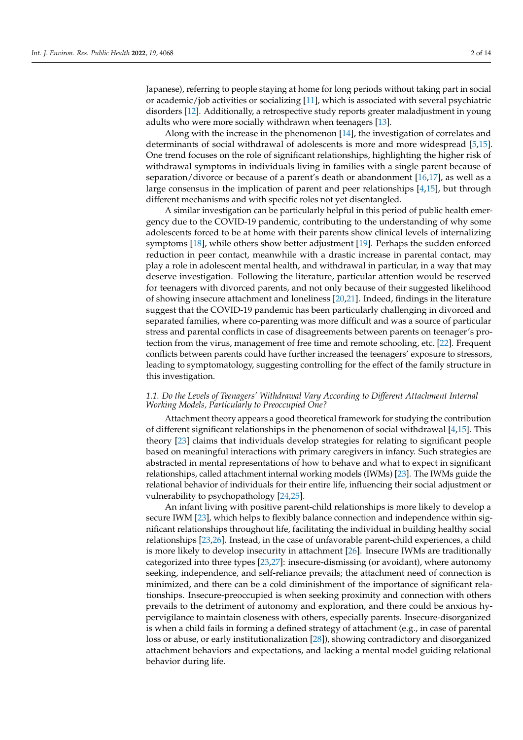Japanese), referring to people staying at home for long periods without taking part in social or academic/job activities or socializing [11], which is associated with several psychiatric disorders [12]. Additionally, a retrospective study reports greater maladjustment in young adults who were more socially withdrawn when teenagers [13].

Along with the increase in the phenomenon [14], the investigation of correlates and determinants of social withdrawal of adolescents is more and more widespread [5,15]. One trend focuses on the role of significant relationships, highlighting the higher risk of withdrawal symptoms in individuals living in families with a single parent because of separation/divorce or because of a parent's death or abandonment [16,17], as well as a large consensus in the implication of parent and peer relationships [4,15], but through different mechanisms and with specific roles not yet disentangled.

A similar investigation can be particularly helpful in this period of public health emergency due to the COVID-19 pandemic, contributing to the understanding of why some adolescents forced to be at home with their parents show clinical levels of internalizing symptoms [18], while others show better adjustment [19]. Perhaps the sudden enforced reduction in peer contact, meanwhile with a drastic increase in parental contact, may play a role in adolescent mental health, and withdrawal in particular, in a way that may deserve investigation. Following the literature, particular attention would be reserved for teenagers with divorced parents, and not only because of their suggested likelihood of showing insecure attachment and loneliness [20,21]. Indeed, findings in the literature suggest that the COVID-19 pandemic has been particularly challenging in divorced and separated families, where co-parenting was more difficult and was a source of particular stress and parental conflicts in case of disagreements between parents on teenager's protection from the virus, management of free time and remote schooling, etc. [22]. Frequent conflicts between parents could have further increased the teenagers' exposure to stressors, leading to symptomatology, suggesting controlling for the effect of the family structure in this investigation.

### 1.1. Do the Levels of Teenagers' Withdrawal Vary According to Different Attachment Internal Working Models, Particularly to Preoccupied One?

Attachment theory appears a good theoretical framework for studying the contribution of different significant relationships in the phenomenon of social withdrawal [4,15]. This theory [23] claims that individuals develop strategies for relating to significant people based on meaningful interactions with primary caregivers in infancy. Such strategies are abstracted in mental representations of how to behave and what to expect in significant relationships, called attachment internal working models (IWMs) [23]. The IWMs guide the relational behavior of individuals for their entire life, influencing their social adjustment or vulnerability to psychopathology [24,25].

An infant living with positive parent-child relationships is more likely to develop a secure IWM [23], which helps to flexibly balance connection and independence within significant relationships throughout life, facilitating the individual in building healthy social relationships [23,26]. Instead, in the case of unfavorable parent-child experiences, a child is more likely to develop insecurity in attachment [26]. Insecure IWMs are traditionally categorized into three types [23,27]: insecure-dismissing (or avoidant), where autonomy seeking, independence, and self-reliance prevails; the attachment need of connection is minimized, and there can be a cold diminishment of the importance of significant relationships. Insecure-preoccupied is when seeking proximity and connection with others prevails to the detriment of autonomy and exploration, and there could be anxious hypervigilance to maintain closeness with others, especially parents. Insecure-disorganized is when a child fails in forming a defined strategy of attachment (e.g., in case of parental loss or abuse, or early institutionalization [28]), showing contradictory and disorganized attachment behaviors and expectations, and lacking a mental model guiding relational behavior during life.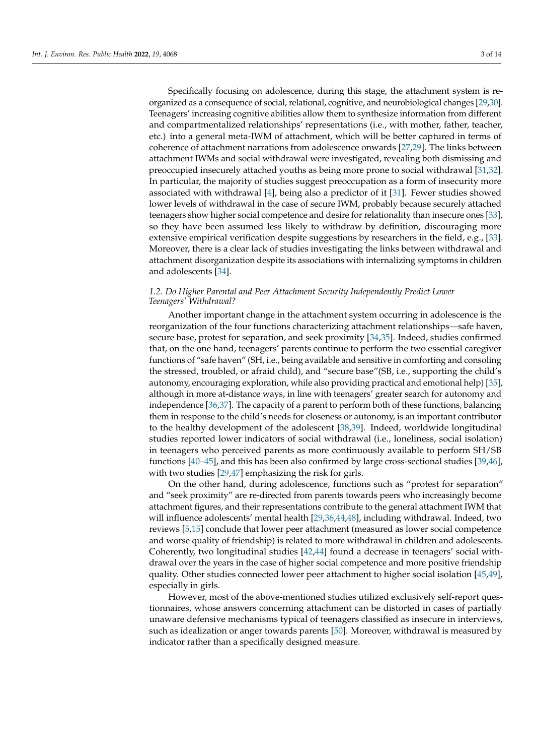Specifically focusing on adolescence, during this stage, the attachment system is reorganized as a consequence of social, relational, cognitive, and neurobiological changes [29,30]. Teenagers' increasing cognitive abilities allow them to synthesize information from different and compartmentalized relationships' representations (i.e., with mother, father, teacher, etc.) into a general meta-IWM of attachment, which will be better captured in terms of coherence of attachment narrations from adolescence onwards [27,29]. The links between attachment IWMs and social withdrawal were investigated, revealing both dismissing and preoccupied insecurely attached youths as being more prone to social withdrawal [31,32]. In particular, the majority of studies suggest preoccupation as a form of insecurity more associated with withdrawal [4], being also a predictor of it [31]. Fewer studies showed lower levels of withdrawal in the case of secure IWM, probably because securely attached teenagers show higher social competence and desire for relationality than insecure ones [33], so they have been assumed less likely to withdraw by definition, discouraging more extensive empirical verification despite suggestions by researchers in the field, e.g., [33]. Moreover, there is a clear lack of studies investigating the links between withdrawal and attachment disorganization despite its associations with internalizing symptoms in children and adolescents [34].

### *1.2. Do Higher Parental and Peer Attachment Security Independently Predict Lower Teenagers' Withdrawal?*

Another important change in the attachment system occurring in adolescence is the reorganization of the four functions characterizing attachment relationships—safe haven, secure base, protest for separation, and seek proximity [34,35]. Indeed, studies confirmed that, on the one hand, teenagers' parents continue to perform the two essential caregiver functions of "safe haven" (SH, i.e., being available and sensitive in comforting and consoling the stressed, troubled, or afraid child), and "secure base"(SB, i.e., supporting the child's autonomy, encouraging exploration, while also providing practical and emotional help) [35], although in more at-distance ways, in line with teenagers' greater search for autonomy and independence [36,37]. The capacity of a parent to perform both of these functions, balancing them in response to the child's needs for closeness or autonomy, is an important contributor to the healthy development of the adolescent [38,39]. Indeed, worldwide longitudinal studies reported lower indicators of social withdrawal (i.e., loneliness, social isolation) in teenagers who perceived parents as more continuously available to perform SH/SB functions [40–45], and this has been also confirmed by large cross-sectional studies [39,46], with two studies [29,47] emphasizing the risk for girls.

On the other hand, during adolescence, functions such as "protest for separation" and "seek proximity" are re-directed from parents towards peers who increasingly become attachment figures, and their representations contribute to the general attachment IWM that will influence adolescents' mental health [29,36,44,48], including withdrawal. Indeed, two reviews [5,15] conclude that lower peer attachment (measured as lower social competence and worse quality of friendship) is related to more withdrawal in children and adolescents. Coherently, two longitudinal studies [42,44] found a decrease in teenagers' social withdrawal over the years in the case of higher social competence and more positive friendship quality. Other studies connected lower peer attachment to higher social isolation [45,49], especially in girls.

However, most of the above-mentioned studies utilized exclusively self-report questionnaires, whose answers concerning attachment can be distorted in cases of partially unaware defensive mechanisms typical of teenagers classified as insecure in interviews, such as idealization or anger towards parents [50]. Moreover, withdrawal is measured by indicator rather than a specifically designed measure.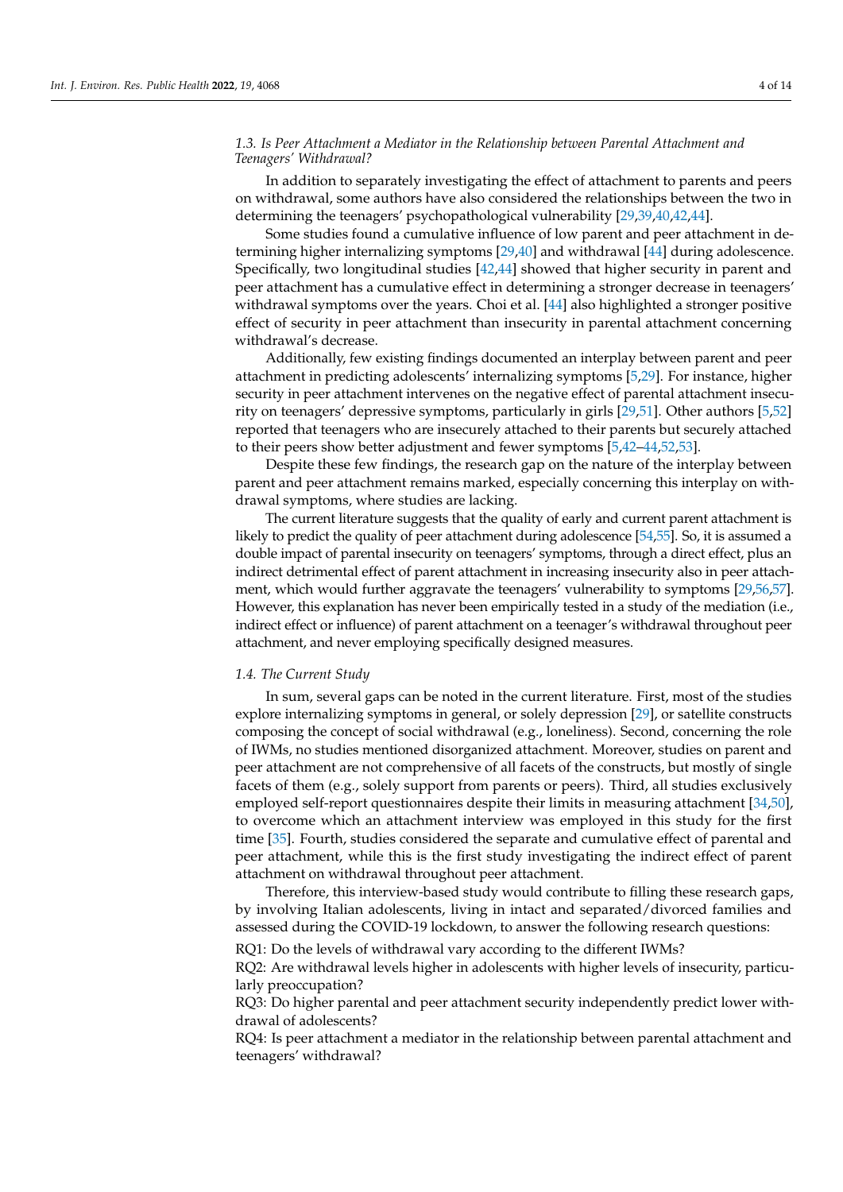### 1.3. Is Peer Attachment a Mediator in the Relationship between Parental Attachment and Teenagers' Withdrawal?

In addition to separately investigating the effect of attachment to parents and peers on withdrawal, some authors have also considered the relationships between the two in determining the teenagers' psychopathological vulnerability [29,39,40,42,44].

Some studies found a cumulative influence of low parent and peer attachment in determining higher internalizing symptoms [29,40] and withdrawal [44] during adolescence. Specifically, two longitudinal studies [42,44] showed that higher security in parent and peer attachment has a cumulative effect in determining a stronger decrease in teenagers' withdrawal symptoms over the years. Choi et al. [44] also highlighted a stronger positive effect of security in peer attachment than insecurity in parental attachment concerning withdrawal's decrease.

Additionally, few existing findings documented an interplay between parent and peer attachment in predicting adolescents' internalizing symptoms [5,29]. For instance, higher security in peer attachment intervenes on the negative effect of parental attachment insecurity on teenagers' depressive symptoms, particularly in girls [29,51]. Other authors [5,52] reported that teenagers who are insecurely attached to their parents but securely attached to their peers show better adjustment and fewer symptoms [5,42–44,52,53].

Despite these few findings, the research gap on the nature of the interplay between parent and peer attachment remains marked, especially concerning this interplay on withdrawal symptoms, where studies are lacking.

The current literature suggests that the quality of early and current parent attachment is likely to predict the quality of peer attachment during adolescence [54,55]. So, it is assumed a double impact of parental insecurity on teenagers' symptoms, through a direct effect, plus an indirect detrimental effect of parent attachment in increasing insecurity also in peer attachment, which would further aggravate the teenagers' vulnerability to symptoms [29,56,57]. However, this explanation has never been empirically tested in a study of the mediation (i.e., indirect effect or influence) of parent attachment on a teenager's withdrawal throughout peer attachment, and never employing specifically designed measures.

### 1.4. The Current Study

In sum, several gaps can be noted in the current literature. First, most of the studies explore internalizing symptoms in general, or solely depression [29], or satellite constructs composing the concept of social withdrawal (e.g., loneliness). Second, concerning the role of IWMs, no studies mentioned disorganized attachment. Moreover, studies on parent and peer attachment are not comprehensive of all facets of the constructs, but mostly of single facets of them (e.g., solely support from parents or peers). Third, all studies exclusively employed self-report questionnaires despite their limits in measuring attachment [34,50], to overcome which an attachment interview was employed in this study for the first time [35]. Fourth, studies considered the separate and cumulative effect of parental and peer attachment, while this is the first study investigating the indirect effect of parent attachment on withdrawal throughout peer attachment.

Therefore, this interview-based study would contribute to filling these research gaps, by involving Italian adolescents, living in intact and separated/divorced families and assessed during the COVID-19 lockdown, to answer the following research questions:

RQ1: Do the levels of withdrawal vary according to the different IWMs?

RQ2: Are withdrawal levels higher in adolescents with higher levels of insecurity, particularly preoccupation?

RQ3: Do higher parental and peer attachment security independently predict lower withdrawal of adolescents?

RQ4: Is peer attachment a mediator in the relationship between parental attachment and teenagers' withdrawal?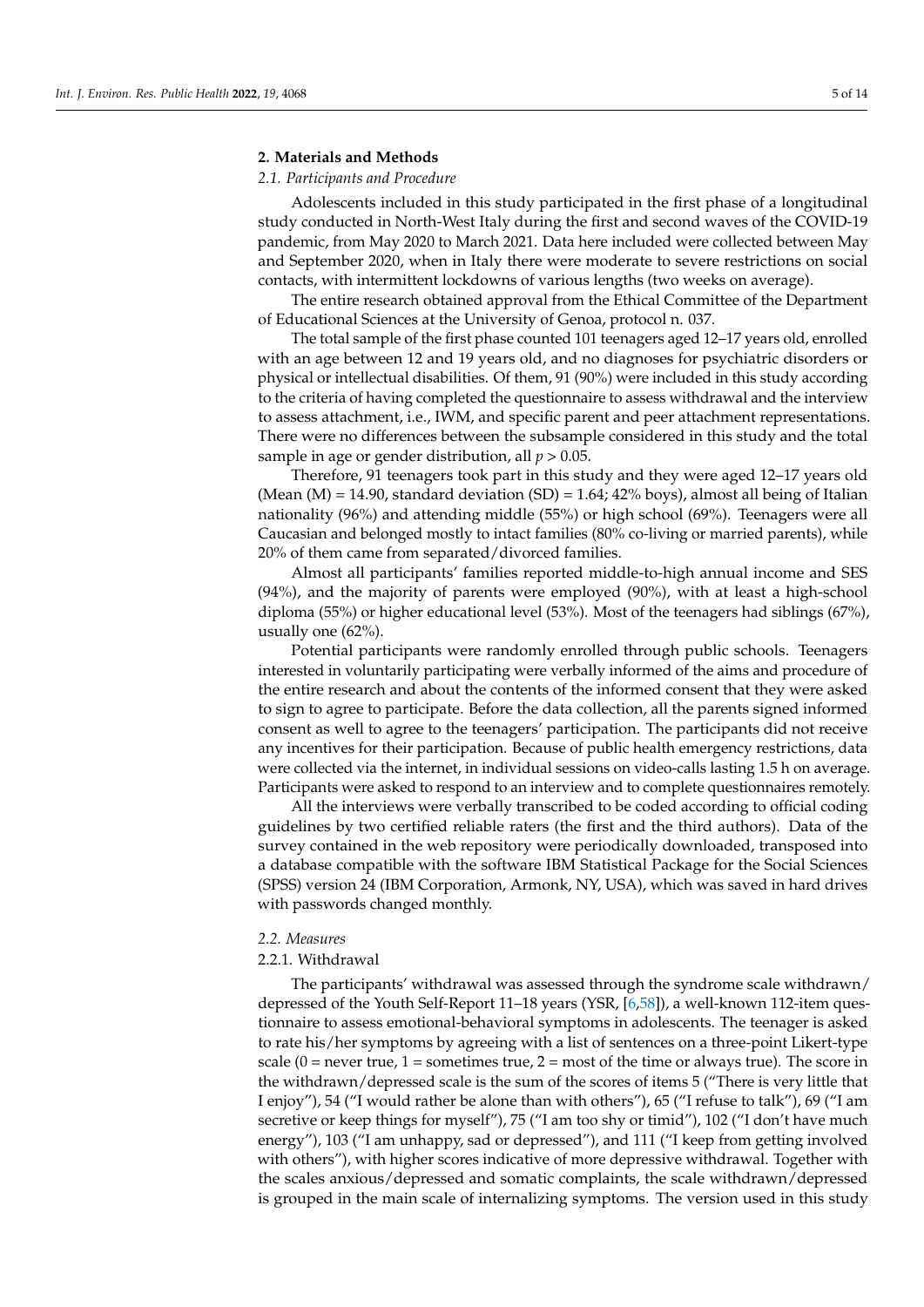## 2. Materials and Methods

### 2.1. Participants and Procedure

Adolescents included in this study participated in the first phase of a longitudinal study conducted in North-West Italy during the first and second waves of the COVID-19 pandemic, from May 2020 to March 2021. Data here included were collected between May and September 2020, when in Italy there were moderate to severe restrictions on social contacts, with intermittent lockdowns of various lengths (two weeks on average).

The entire research obtained approval from the Ethical Committee of the Department of Educational Sciences at the University of Genoa, protocol n. 037.

The total sample of the first phase counted 101 teenagers aged 12–17 years old, enrolled with an age between 12 and 19 years old, and no diagnoses for psychiatric disorders or physical or intellectual disabilities. Of them, 91 (90%) were included in this study according to the criteria of having completed the questionnaire to assess withdrawal and the interview to assess attachment, i.e., IWM, and specific parent and peer attachment representations. There were no differences between the subsample considered in this study and the total sample in age or gender distribution, all $p > 0.05$.

Therefore, 91 teenagers took part in this study and they were aged 12–17 years old (Mean (M) = 14.90, standard deviation (SD) = 1.64; 42% boys), almost all being of Italian nationality (96%) and attending middle (55%) or high school (69%). Teenagers were all Caucasian and belonged mostly to intact families (80% co-living or married parents), while 20% of them came from separated/divorced families.

Almost all participants' families reported middle-to-high annual income and SES (94%), and the majority of parents were employed (90%), with at least a high-school diploma (55%) or higher educational level (53%). Most of the teenagers had siblings (67%), usually one (62%).

Potential participants were randomly enrolled through public schools. Teenagers interested in voluntarily participating were verbally informed of the aims and procedure of the entire research and about the contents of the informed consent that they were asked to sign to agree to participate. Before the data collection, all the parents signed informed consent as well to agree to the teenagers' participation. The participants did not receive any incentives for their participation. Because of public health emergency restrictions, data were collected via the internet, in individual sessions on video-calls lasting 1.5 h on average. Participants were asked to respond to an interview and to complete questionnaires remotely.

All the interviews were verbally transcribed to be coded according to official coding guidelines by two certified reliable raters (the first and the third authors). Data of the survey contained in the web repository were periodically downloaded, transposed into a database compatible with the software IBM Statistical Package for the Social Sciences (SPSS) version 24 (IBM Corporation, Armonk, NY, USA), which was saved in hard drives with passwords changed monthly.

### 2.2. Measures

#### 2.2.1. Withdrawal

The participants' withdrawal was assessed through the syndrome scale withdrawn/depressed of the Youth Self-Report 11–18 years (YSR, [6,58]), a well-known 112-item questionnaire to assess emotional-behavioral symptoms in adolescents. The teenager is asked to rate his/her symptoms by agreeing with a list of sentences on a three-point Likert-type scale (0 = never true, 1 = sometimes true, 2 = most of the time or always true). The score in the withdrawn/depressed scale is the sum of the scores of items 5 ("There is very little that I enjoy"), 54 ("I would rather be alone than with others"), 65 ("I refuse to talk"), 69 ("I am secretive or keep things for myself"), 75 ("I am too shy or timid"), 102 ("I don't have much energy"), 103 ("I am unhappy, sad or depressed"), and 111 ("I keep from getting involved with others"), with higher scores indicative of more depressive withdrawal. Together with the scales anxious/depressed and somatic complaints, the scale withdrawn/depressed is grouped in the main scale of internalizing symptoms. The version used in this study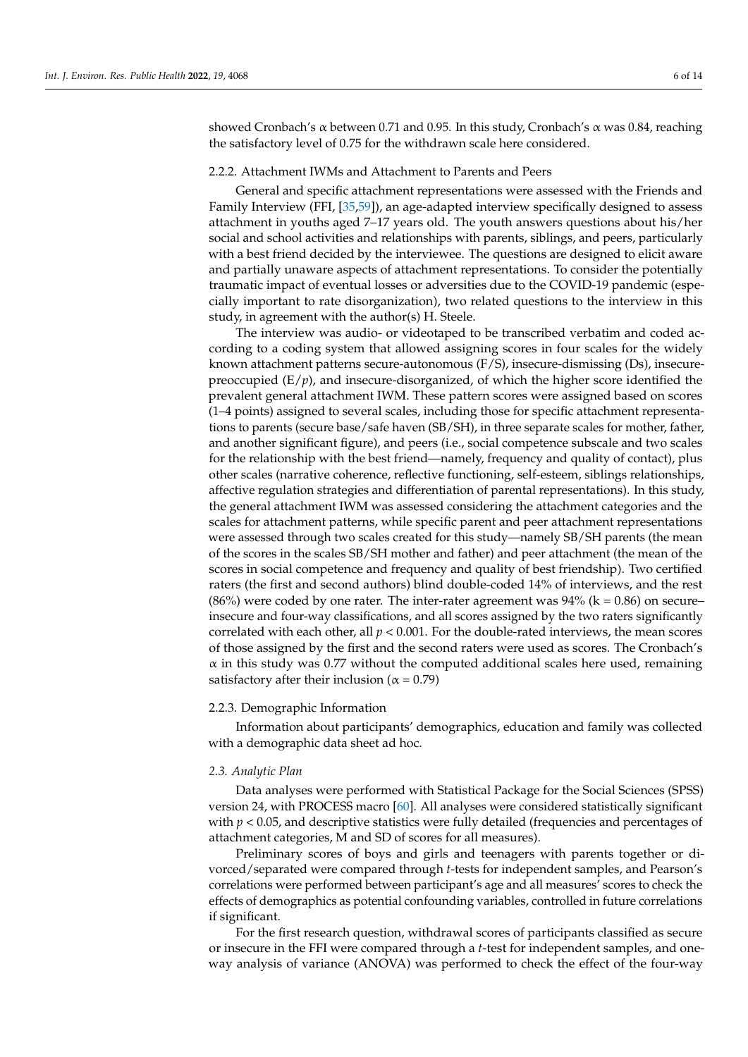showed Cronbach's α between 0.71 and 0.95. In this study, Cronbach's α was 0.84, reaching the satisfactory level of 0.75 for the withdrawn scale here considered.

#### 2.2.2. Attachment IWMs and Attachment to Parents and Peers

General and specific attachment representations were assessed with the Friends and Family Interview (FFI, [35,59]), an age-adapted interview specifically designed to assess attachment in youths aged 7–17 years old. The youth answers questions about his/her social and school activities and relationships with parents, siblings, and peers, particularly with a best friend decided by the interviewee. The questions are designed to elicit aware and partially unaware aspects of attachment representations. To consider the potentially traumatic impact of eventual losses or adversities due to the COVID-19 pandemic (especially important to rate disorganization), two related questions to the interview in this study, in agreement with the author(s) H. Steele.

The interview was audio- or videotaped to be transcribed verbatim and coded according to a coding system that allowed assigning scores in four scales for the widely known attachment patterns secure-autonomous (F/S), insecure-dismissing (Ds), insecure-preoccupied (E/*p*), and insecure-disorganized, of which the higher score identified the prevalent general attachment IWM. These pattern scores were assigned based on scores (1–4 points) assigned to several scales, including those for specific attachment representations to parents (secure base/safe haven (SB/SH), in three separate scales for mother, father, and another significant figure), and peers (i.e., social competence subscale and two scales for the relationship with the best friend—namely, frequency and quality of contact), plus other scales (narrative coherence, reflective functioning, self-esteem, siblings relationships, affective regulation strategies and differentiation of parental representations). In this study, the general attachment IWM was assessed considering the attachment categories and the scales for attachment patterns, while specific parent and peer attachment representations were assessed through two scales created for this study—namely SB/SH parents (the mean of the scores in the scales SB/SH mother and father) and peer attachment (the mean of the scores in social competence and frequency and quality of best friendship). Two certified raters (the first and second authors) blind double-coded 14% of interviews, and the rest (86%) were coded by one rater. The inter-rater agreement was 94% (k = 0.86) on secure–insecure and four-way classifications, and all scores assigned by the two raters significantly correlated with each other, all $p < 0.001$. For the double-rated interviews, the mean scores of those assigned by the first and the second raters were used as scores. The Cronbach's α in this study was 0.77 without the computed additional scales here used, remaining satisfactory after their inclusion (α = 0.79)

#### 2.2.3. Demographic Information

Information about participants' demographics, education and family was collected with a demographic data sheet ad hoc.

### *2.3. Analytic Plan*

Data analyses were performed with Statistical Package for the Social Sciences (SPSS) version 24, with PROCESS macro [60]. All analyses were considered statistically significant with $p < 0.05$, and descriptive statistics were fully detailed (frequencies and percentages of attachment categories, M and SD of scores for all measures).

Preliminary scores of boys and girls and teenagers with parents together or divorced/separated were compared through *t*-tests for independent samples, and Pearson's correlations were performed between participant's age and all measures' scores to check the effects of demographics as potential confounding variables, controlled in future correlations if significant.

For the first research question, withdrawal scores of participants classified as secure or insecure in the FFI were compared through a *t*-test for independent samples, and one-way analysis of variance (ANOVA) was performed to check the effect of the four-way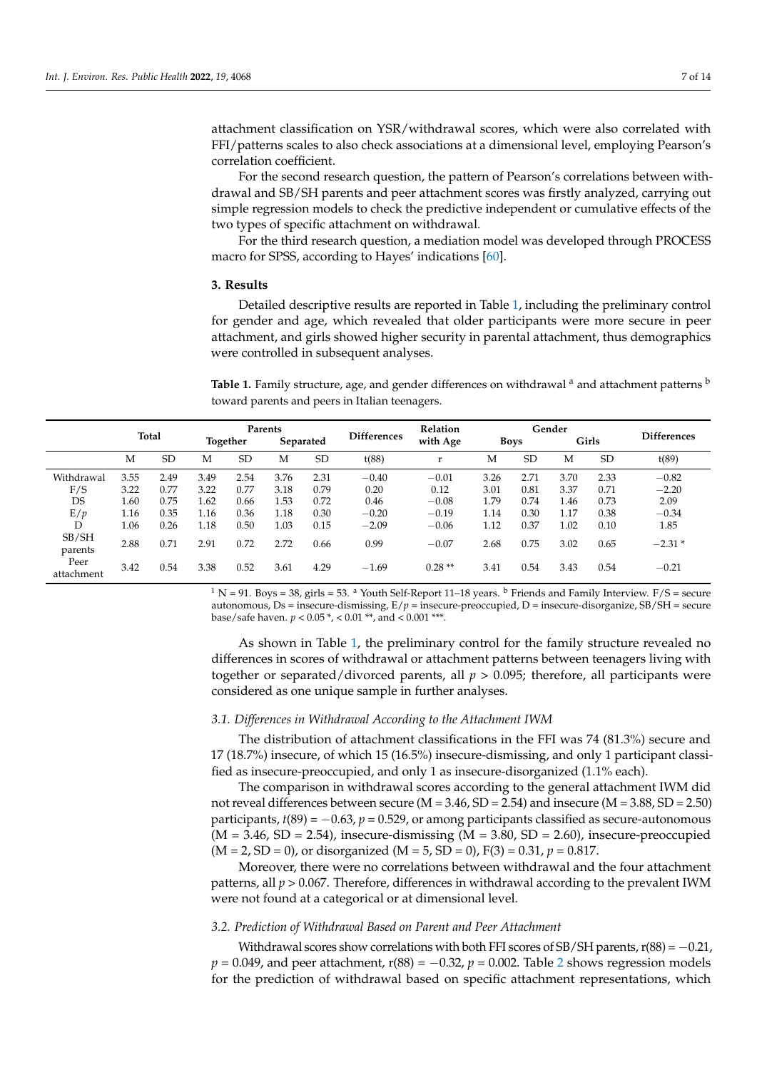attachment classification on YSR/withdrawal scores, which were also correlated with FFI/patterns scales to also check associations at a dimensional level, employing Pearson's correlation coefficient.

For the second research question, the pattern of Pearson's correlations between withdrawal and SB/SH parents and peer attachment scores was firstly analyzed, carrying out simple regression models to check the predictive independent or cumulative effects of the two types of specific attachment on withdrawal.

For the third research question, a mediation model was developed through PROCESS macro for SPSS, according to Hayes' indications [60].

## 3. Results

Detailed descriptive results are reported in Table 1, including the preliminary control for gender and age, which revealed that older participants were more secure in peer attachment, and girls showed higher security in parental attachment, thus demographics were controlled in subsequent analyses.

**Table 1.** Family structure, age, and gender differences on withdrawal [a] and attachment patterns [b] toward parents and peers in Italian teenagers.

| | Total | | Parents | | | | Differences | Relation with Age | Gender | | | | Differences |
|---|---|---|---|---|---|---|---|---|---|---|---|---|---|
| | | | Together | | Separated | | | | Boys | | Girls | | |
| | M | SD | M | SD | M | SD | t(88) | r | M | SD | M | SD | t(89) |
| Withdrawal | 3.55 | 2.49 | 3.49 | 2.54 | 3.76 | 2.31 | −0.40 | −0.01 | 3.26 | 2.71 | 3.70 | 2.33 | −0.82 |
| F/S | 3.22 | 0.77 | 3.22 | 0.77 | 3.18 | 0.79 | 0.20 | 0.12 | 3.01 | 0.81 | 3.37 | 0.71 | −2.20 |
| DS | 1.60 | 0.75 | 1.62 | 0.66 | 1.53 | 0.72 | 0.46 | −0.08 | 1.79 | 0.74 | 1.46 | 0.73 | 2.09 |
| E/*p* | 1.16 | 0.35 | 1.16 | 0.36 | 1.18 | 0.30 | −0.20 | −0.19 | 1.14 | 0.30 | 1.17 | 0.38 | −0.34 |
| D | 1.06 | 0.26 | 1.18 | 0.50 | 1.03 | 0.15 | −2.09 | −0.06 | 1.12 | 0.37 | 1.02 | 0.10 | 1.85 |
| SB/SH parents | 2.88 | 0.71 | 2.91 | 0.72 | 2.72 | 0.66 | 0.99 | −0.07 | 2.68 | 0.75 | 3.02 | 0.65 | −2.31 * |
| Peer attachment | 3.42 | 0.54 | 3.38 | 0.52 | 3.61 | 4.29 | −1.69 | 0.28 ** | 3.41 | 0.54 | 3.43 | 0.54 | −0.21 |

[1] N = 91. Boys = 38, girls = 53. [a] Youth Self-Report 11–18 years. [b] Friends and Family Interview. F/S = secure autonomous, Ds = insecure-dismissing, E/*p* = insecure-preoccupied, D = insecure-disorganize, SB/SH = secure base/safe haven. $p < 0.05$ *, < 0.01 **, and < 0.001 ***.

As shown in Table 1, the preliminary control for the family structure revealed no differences in scores of withdrawal or attachment patterns between teenagers living with together or separated/divorced parents, all $p > 0.095$; therefore, all participants were considered as one unique sample in further analyses.

### 3.1. Differences in Withdrawal According to the Attachment IWM

The distribution of attachment classifications in the FFI was 74 (81.3%) secure and 17 (18.7%) insecure, of which 15 (16.5%) insecure-dismissing, and only 1 participant classified as insecure-preoccupied, and only 1 as insecure-disorganized (1.1% each).

The comparison in withdrawal scores according to the general attachment IWM did not reveal differences between secure (M = 3.46, SD = 2.54) and insecure (M = 3.88, SD = 2.50) participants, $t(89) = -0.63$, $p = 0.529$, or among participants classified as secure-autonomous (M = 3.46, SD = 2.54), insecure-dismissing (M = 3.80, SD = 2.60), insecure-preoccupied (M = 2, SD = 0), or disorganized (M = 5, SD = 0), $F(3) = 0.31$, $p = 0.817$.

Moreover, there were no correlations between withdrawal and the four attachment patterns, all $p > 0.067$. Therefore, differences in withdrawal according to the prevalent IWM were not found at a categorical or at dimensional level.

### 3.2. Prediction of Withdrawal Based on Parent and Peer Attachment

Withdrawal scores show correlations with both FFI scores of SB/SH parents, $r(88) = -0.21$, $p = 0.049$, and peer attachment, $r(88) = -0.32$, $p = 0.002$. Table 2 shows regression models for the prediction of withdrawal based on specific attachment representations, which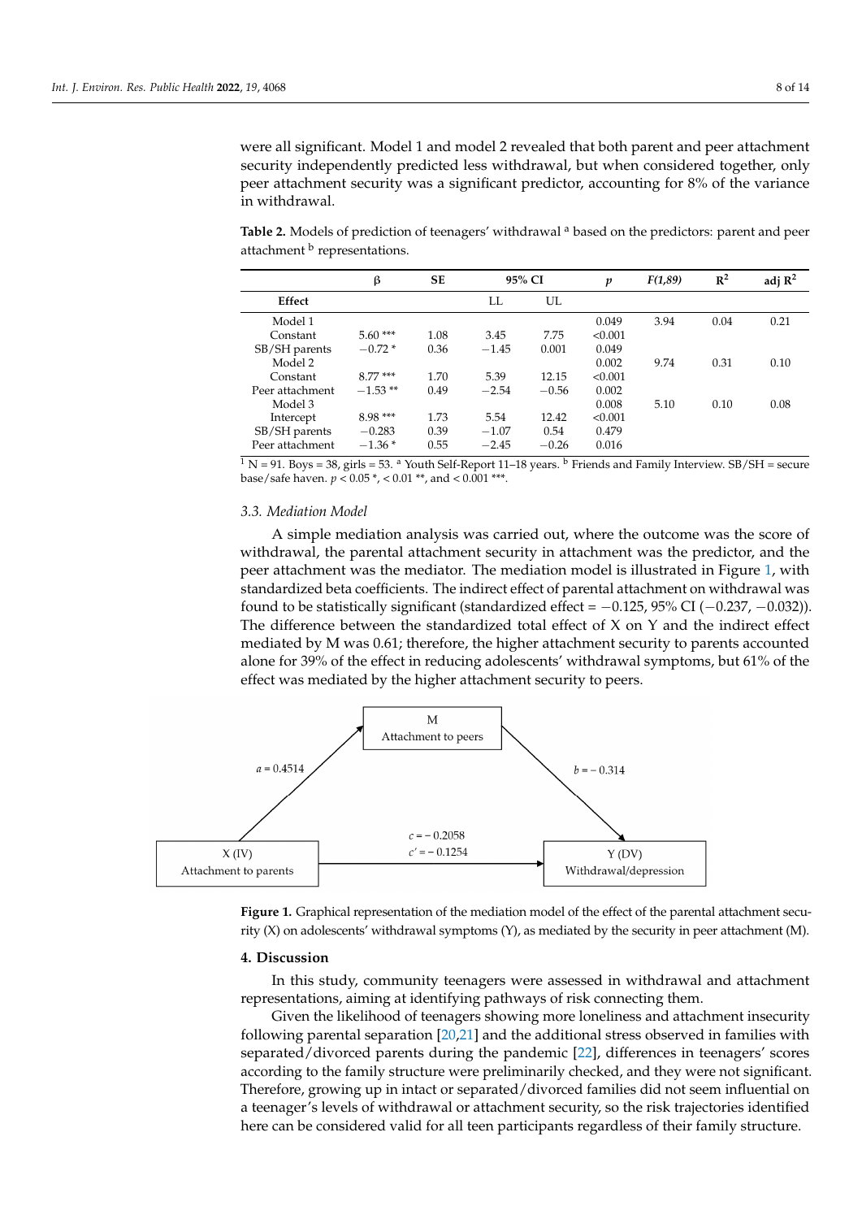were all significant. Model 1 and model 2 revealed that both parent and peer attachment security independently predicted less withdrawal, but when considered together, only peer attachment security was a significant predictor, accounting for 8% of the variance in withdrawal.

**Table 2.** Models of prediction of teenagers' withdrawal [a] based on the predictors: parent and peer attachment [b] representations.

| | β | SE | 95% CI | | $p$ | $F(1,89)$ | $R^2$ | adj $R^2$ |
|---|---|---|---|---|---|---|---|---|
| **Effect** | | | LL | UL | | | | |
| Model 1 | | | | | 0.049 | 3.94 | 0.04 | 0.21 |
| Constant | 5.60 *** | 1.08 | 3.45 | 7.75 | <0.001 | | | |
| SB/SH parents | −0.72 * | 0.36 | −1.45 | 0.001 | 0.049 | | | |
| Model 2 | | | | | 0.002 | 9.74 | 0.31 | 0.10 |
| Constant | 8.77 *** | 1.70 | 5.39 | 12.15 | <0.001 | | | |
| Peer attachment | −1.53 ** | 0.49 | −2.54 | −0.56 | 0.002 | | | |
| Model 3 | | | | | 0.008 | 5.10 | 0.10 | 0.08 |
| Intercept | 8.98 *** | 1.73 | 5.54 | 12.42 | <0.001 | | | |
| SB/SH parents | −0.283 | 0.39 | −1.07 | 0.54 | 0.479 | | | |
| Peer attachment | −1.36 * | 0.55 | −2.45 | −0.26 | 0.016 | | | |

[1] N = 91. Boys = 38, girls = 53. [a] Youth Self-Report 11–18 years. [b] Friends and Family Interview. SB/SH = secure base/safe haven. $p < 0.05$ *, $< 0.01$ **, and $< 0.001$ ***.

### 3.3. Mediation Model

A simple mediation analysis was carried out, where the outcome was the score of withdrawal, the parental attachment security in attachment was the predictor, and the peer attachment was the mediator. The mediation model is illustrated in Figure 1, with standardized beta coefficients. The indirect effect of parental attachment on withdrawal was found to be statistically significant (standardized effect = −0.125, 95% CI (−0.237, −0.032)). The difference between the standardized total effect of X on Y and the indirect effect mediated by M was 0.61; therefore, the higher attachment security to parents accounted alone for 39% of the effect in reducing adolescents' withdrawal symptoms, but 61% of the effect was mediated by the higher attachment security to peers.

M: Attachment to peers; X (IV): Attachment to parents; Y (DV): Withdrawal/depression; $a = 0.4514$; $b = -0.314$; $c = -0.2058$; $c' = -0.1254$

**Figure 1.** Graphical representation of the mediation model of the effect of the parental attachment security (X) on adolescents' withdrawal symptoms (Y), as mediated by the security in peer attachment (M).

## 4. Discussion

In this study, community teenagers were assessed in withdrawal and attachment representations, aiming at identifying pathways of risk connecting them.

Given the likelihood of teenagers showing more loneliness and attachment insecurity following parental separation [20,21] and the additional stress observed in families with separated/divorced parents during the pandemic [22], differences in teenagers' scores according to the family structure were preliminarily checked, and they were not significant. Therefore, growing up in intact or separated/divorced families did not seem influential on a teenager's levels of withdrawal or attachment security, so the risk trajectories identified here can be considered valid for all teen participants regardless of their family structure.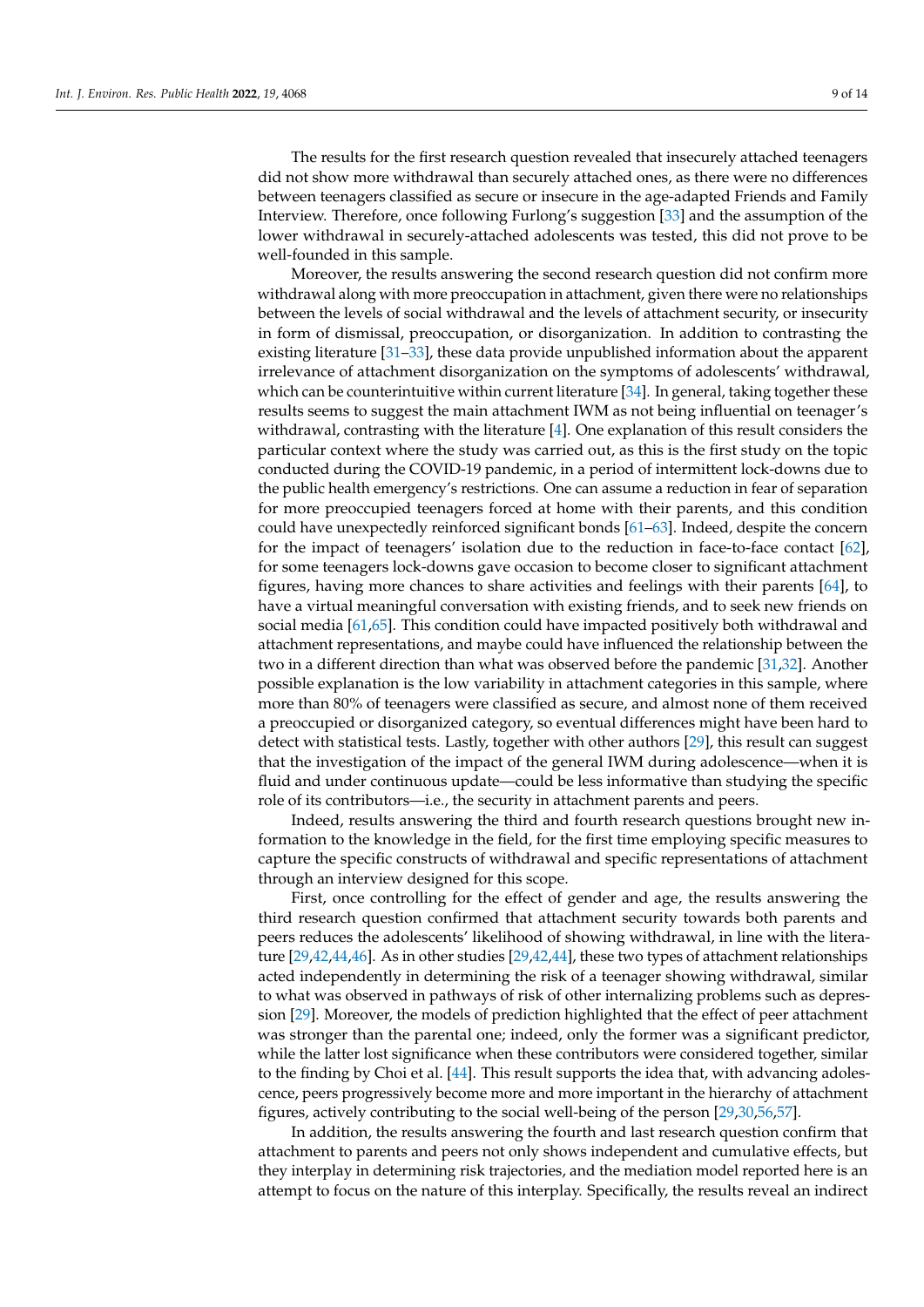The results for the first research question revealed that insecurely attached teenagers did not show more withdrawal than securely attached ones, as there were no differences between teenagers classified as secure or insecure in the age-adapted Friends and Family Interview. Therefore, once following Furlong's suggestion [33] and the assumption of the lower withdrawal in securely-attached adolescents was tested, this did not prove to be well-founded in this sample.

Moreover, the results answering the second research question did not confirm more withdrawal along with more preoccupation in attachment, given there were no relationships between the levels of social withdrawal and the levels of attachment security, or insecurity in form of dismissal, preoccupation, or disorganization. In addition to contrasting the existing literature [31–33], these data provide unpublished information about the apparent irrelevance of attachment disorganization on the symptoms of adolescents' withdrawal, which can be counterintuitive within current literature [34]. In general, taking together these results seems to suggest the main attachment IWM as not being influential on teenager's withdrawal, contrasting with the literature [4]. One explanation of this result considers the particular context where the study was carried out, as this is the first study on the topic conducted during the COVID-19 pandemic, in a period of intermittent lock-downs due to the public health emergency's restrictions. One can assume a reduction in fear of separation for more preoccupied teenagers forced at home with their parents, and this condition could have unexpectedly reinforced significant bonds [61–63]. Indeed, despite the concern for the impact of teenagers' isolation due to the reduction in face-to-face contact [62], for some teenagers lock-downs gave occasion to become closer to significant attachment figures, having more chances to share activities and feelings with their parents [64], to have a virtual meaningful conversation with existing friends, and to seek new friends on social media [61,65]. This condition could have impacted positively both withdrawal and attachment representations, and maybe could have influenced the relationship between the two in a different direction than what was observed before the pandemic [31,32]. Another possible explanation is the low variability in attachment categories in this sample, where more than 80% of teenagers were classified as secure, and almost none of them received a preoccupied or disorganized category, so eventual differences might have been hard to detect with statistical tests. Lastly, together with other authors [29], this result can suggest that the investigation of the impact of the general IWM during adolescence—when it is fluid and under continuous update—could be less informative than studying the specific role of its contributors—i.e., the security in attachment parents and peers.

Indeed, results answering the third and fourth research questions brought new information to the knowledge in the field, for the first time employing specific measures to capture the specific constructs of withdrawal and specific representations of attachment through an interview designed for this scope.

First, once controlling for the effect of gender and age, the results answering the third research question confirmed that attachment security towards both parents and peers reduces the adolescents' likelihood of showing withdrawal, in line with the literature [29,42,44,46]. As in other studies [29,42,44], these two types of attachment relationships acted independently in determining the risk of a teenager showing withdrawal, similar to what was observed in pathways of risk of other internalizing problems such as depression [29]. Moreover, the models of prediction highlighted that the effect of peer attachment was stronger than the parental one; indeed, only the former was a significant predictor, while the latter lost significance when these contributors were considered together, similar to the finding by Choi et al. [44]. This result supports the idea that, with advancing adolescence, peers progressively become more and more important in the hierarchy of attachment figures, actively contributing to the social well-being of the person [29,30,56,57].

In addition, the results answering the fourth and last research question confirm that attachment to parents and peers not only shows independent and cumulative effects, but they interplay in determining risk trajectories, and the mediation model reported here is an attempt to focus on the nature of this interplay. Specifically, the results reveal an indirect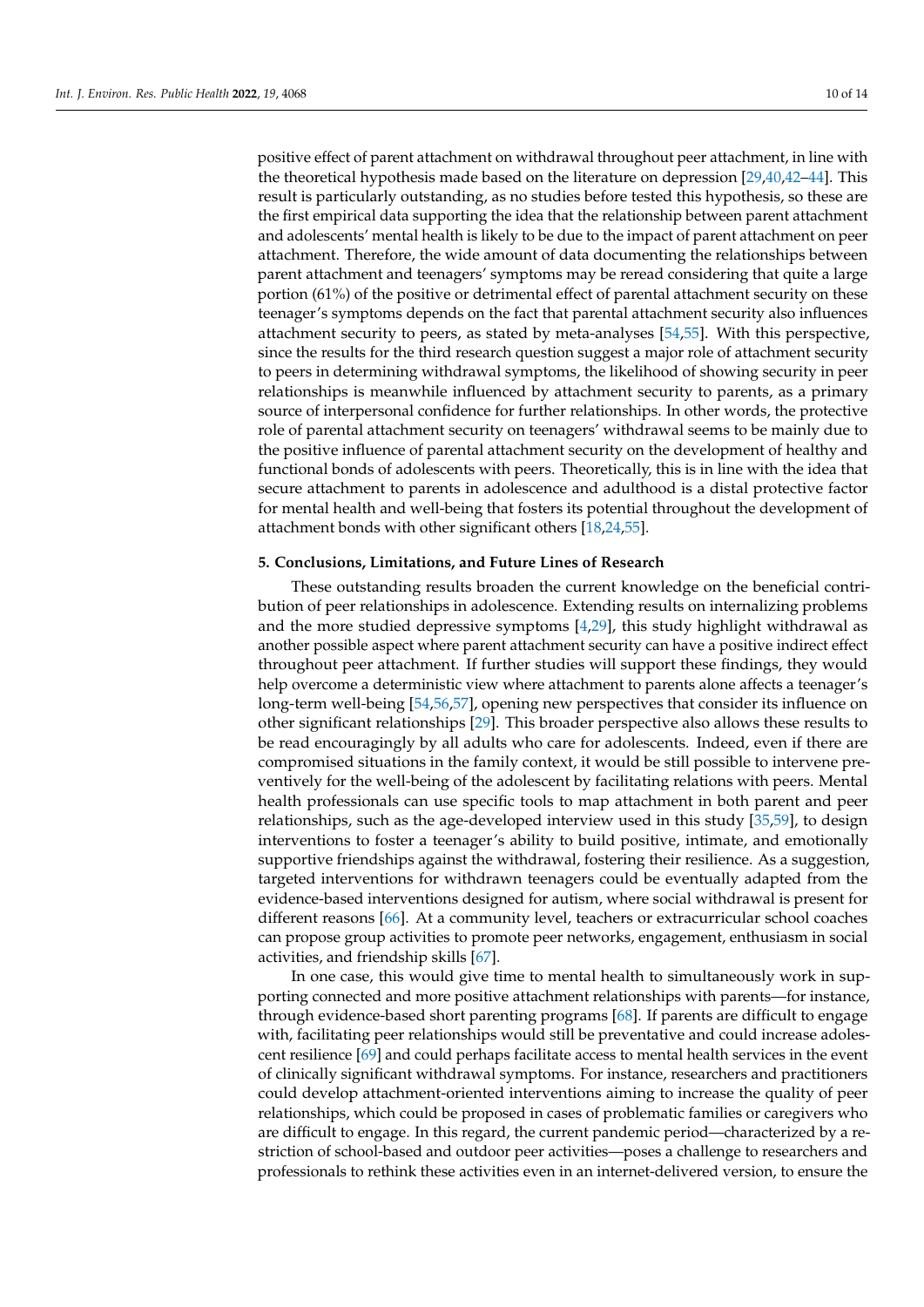positive effect of parent attachment on withdrawal throughout peer attachment, in line with the theoretical hypothesis made based on the literature on depression [29,40,42–44]. This result is particularly outstanding, as no studies before tested this hypothesis, so these are the first empirical data supporting the idea that the relationship between parent attachment and adolescents' mental health is likely to be due to the impact of parent attachment on peer attachment. Therefore, the wide amount of data documenting the relationships between parent attachment and teenagers' symptoms may be reread considering that quite a large portion (61%) of the positive or detrimental effect of parental attachment security on these teenager's symptoms depends on the fact that parental attachment security also influences attachment security to peers, as stated by meta-analyses [54,55]. With this perspective, since the results for the third research question suggest a major role of attachment security to peers in determining withdrawal symptoms, the likelihood of showing security in peer relationships is meanwhile influenced by attachment security to parents, as a primary source of interpersonal confidence for further relationships. In other words, the protective role of parental attachment security on teenagers' withdrawal seems to be mainly due to the positive influence of parental attachment security on the development of healthy and functional bonds of adolescents with peers. Theoretically, this is in line with the idea that secure attachment to parents in adolescence and adulthood is a distal protective factor for mental health and well-being that fosters its potential throughout the development of attachment bonds with other significant others [18,24,55].

## 5. Conclusions, Limitations, and Future Lines of Research

These outstanding results broaden the current knowledge on the beneficial contribution of peer relationships in adolescence. Extending results on internalizing problems and the more studied depressive symptoms [4,29], this study highlight withdrawal as another possible aspect where parent attachment security can have a positive indirect effect throughout peer attachment. If further studies will support these findings, they would help overcome a deterministic view where attachment to parents alone affects a teenager's long-term well-being [54,56,57], opening new perspectives that consider its influence on other significant relationships [29]. This broader perspective also allows these results to be read encouragingly by all adults who care for adolescents. Indeed, even if there are compromised situations in the family context, it would be still possible to intervene preventively for the well-being of the adolescent by facilitating relations with peers. Mental health professionals can use specific tools to map attachment in both parent and peer relationships, such as the age-developed interview used in this study [35,59], to design interventions to foster a teenager's ability to build positive, intimate, and emotionally supportive friendships against the withdrawal, fostering their resilience. As a suggestion, targeted interventions for withdrawn teenagers could be eventually adapted from the evidence-based interventions designed for autism, where social withdrawal is present for different reasons [66]. At a community level, teachers or extracurricular school coaches can propose group activities to promote peer networks, engagement, enthusiasm in social activities, and friendship skills [67].

In one case, this would give time to mental health to simultaneously work in supporting connected and more positive attachment relationships with parents—for instance, through evidence-based short parenting programs [68]. If parents are difficult to engage with, facilitating peer relationships would still be preventative and could increase adolescent resilience [69] and could perhaps facilitate access to mental health services in the event of clinically significant withdrawal symptoms. For instance, researchers and practitioners could develop attachment-oriented interventions aiming to increase the quality of peer relationships, which could be proposed in cases of problematic families or caregivers who are difficult to engage. In this regard, the current pandemic period—characterized by a restriction of school-based and outdoor peer activities—poses a challenge to researchers and professionals to rethink these activities even in an internet-delivered version, to ensure the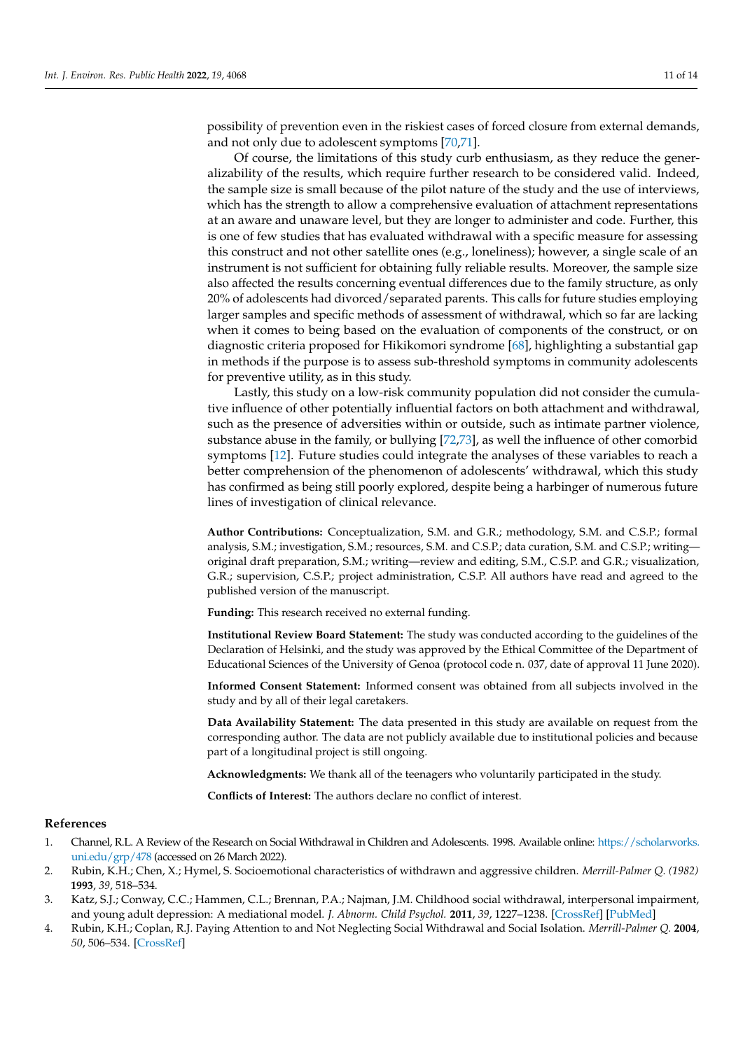possibility of prevention even in the riskiest cases of forced closure from external demands, and not only due to adolescent symptoms [70,71].

Of course, the limitations of this study curb enthusiasm, as they reduce the generalizability of the results, which require further research to be considered valid. Indeed, the sample size is small because of the pilot nature of the study and the use of interviews, which has the strength to allow a comprehensive evaluation of attachment representations at an aware and unaware level, but they are longer to administer and code. Further, this is one of few studies that has evaluated withdrawal with a specific measure for assessing this construct and not other satellite ones (e.g., loneliness); however, a single scale of an instrument is not sufficient for obtaining fully reliable results. Moreover, the sample size also affected the results concerning eventual differences due to the family structure, as only 20% of adolescents had divorced/separated parents. This calls for future studies employing larger samples and specific methods of assessment of withdrawal, which so far are lacking when it comes to being based on the evaluation of components of the construct, or on diagnostic criteria proposed for Hikikomori syndrome [68], highlighting a substantial gap in methods if the purpose is to assess sub-threshold symptoms in community adolescents for preventive utility, as in this study.

Lastly, this study on a low-risk community population did not consider the cumulative influence of other potentially influential factors on both attachment and withdrawal, such as the presence of adversities within or outside, such as intimate partner violence, substance abuse in the family, or bullying [72,73], as well the influence of other comorbid symptoms [12]. Future studies could integrate the analyses of these variables to reach a better comprehension of the phenomenon of adolescents' withdrawal, which this study has confirmed as being still poorly explored, despite being a harbinger of numerous future lines of investigation of clinical relevance.

**Author Contributions:** Conceptualization, S.M. and G.R.; methodology, S.M. and C.S.P.; formal analysis, S.M.; investigation, S.M.; resources, S.M. and C.S.P.; data curation, S.M. and C.S.P.; writing—original draft preparation, S.M.; writing—review and editing, S.M., C.S.P. and G.R.; visualization, G.R.; supervision, C.S.P.; project administration, C.S.P. All authors have read and agreed to the published version of the manuscript.

**Funding:** This research received no external funding.

**Institutional Review Board Statement:** The study was conducted according to the guidelines of the Declaration of Helsinki, and the study was approved by the Ethical Committee of the Department of Educational Sciences of the University of Genoa (protocol code n. 037, date of approval 11 June 2020).

**Informed Consent Statement:** Informed consent was obtained from all subjects involved in the study and by all of their legal caretakers.

**Data Availability Statement:** The data presented in this study are available on request from the corresponding author. The data are not publicly available due to institutional policies and because part of a longitudinal project is still ongoing.

**Acknowledgments:** We thank all of the teenagers who voluntarily participated in the study.

**Conflicts of Interest:** The authors declare no conflict of interest.

## References

1. Channel, R.L. A Review of the Research on Social Withdrawal in Children and Adolescents. 1998. Available online: https://scholarworks.uni.edu/grp/478 (accessed on 26 March 2022).
2. Rubin, K.H.; Chen, X.; Hymel, S. Socioemotional characteristics of withdrawn and aggressive children. *Merrill-Palmer Q. (1982)* **1993**, *39*, 518–534.
3. Katz, S.J.; Conway, C.C.; Hammen, C.L.; Brennan, P.A.; Najman, J.M. Childhood social withdrawal, interpersonal impairment, and young adult depression: A mediational model. *J. Abnorm. Child Psychol.* **2011**, *39*, 1227–1238. [CrossRef] [PubMed]
4. Rubin, K.H.; Coplan, R.J. Paying Attention to and Not Neglecting Social Withdrawal and Social Isolation. *Merrill-Palmer Q.* **2004**, *50*, 506–534. [CrossRef]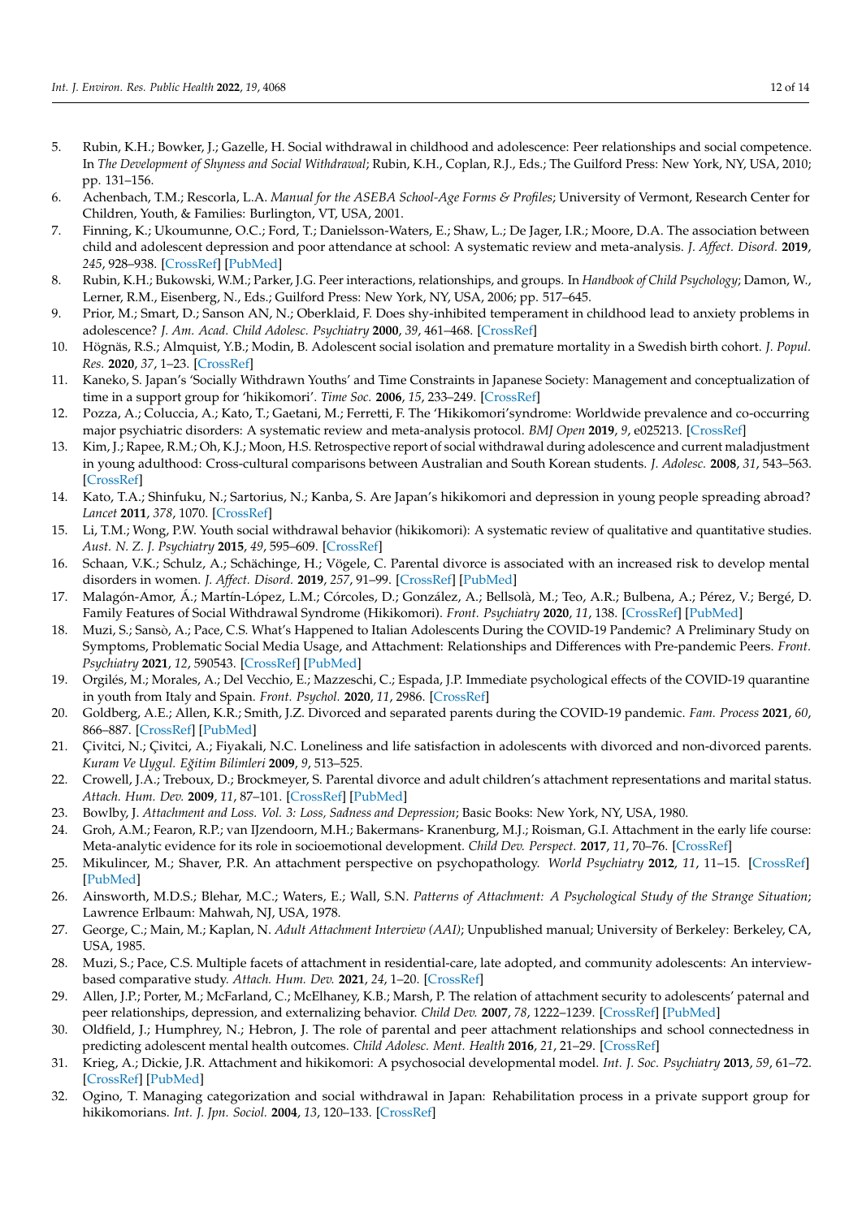5. Rubin, K.H.; Bowker, J.; Gazelle, H. Social withdrawal in childhood and adolescence: Peer relationships and social competence. In *The Development of Shyness and Social Withdrawal*; Rubin, K.H., Coplan, R.J., Eds.; The Guilford Press: New York, NY, USA, 2010; pp. 131–156.
6. Achenbach, T.M.; Rescorla, L.A. *Manual for the ASEBA School-Age Forms & Profiles*; University of Vermont, Research Center for Children, Youth, & Families: Burlington, VT, USA, 2001.
7. Finning, K.; Ukoumunne, O.C.; Ford, T.; Danielsson-Waters, E.; Shaw, L.; De Jager, I.R.; Moore, D.A. The association between child and adolescent depression and poor attendance at school: A systematic review and meta-analysis. *J. Affect. Disord.* **2019**, *245*, 928–938. [CrossRef] [PubMed]
8. Rubin, K.H.; Bukowski, W.M.; Parker, J.G. Peer interactions, relationships, and groups. In *Handbook of Child Psychology*; Damon, W., Lerner, R.M., Eisenberg, N., Eds.; Guilford Press: New York, NY, USA, 2006; pp. 517–645.
9. Prior, M.; Smart, D.; Sanson AN, N.; Oberklaid, F. Does shy-inhibited temperament in childhood lead to anxiety problems in adolescence? *J. Am. Acad. Child Adolesc. Psychiatry* **2000**, *39*, 461–468. [CrossRef]
10. Högnäs, R.S.; Almquist, Y.B.; Modin, B. Adolescent social isolation and premature mortality in a Swedish birth cohort. *J. Popul. Res.* **2020**, *37*, 1–23. [CrossRef]
11. Kaneko, S. Japan's 'Socially Withdrawn Youths' and Time Constraints in Japanese Society: Management and conceptualization of time in a support group for 'hikikomori'. *Time Soc.* **2006**, *15*, 233–249. [CrossRef]
12. Pozza, A.; Coluccia, A.; Kato, T.; Gaetani, M.; Ferretti, F. The 'Hikikomori'syndrome: Worldwide prevalence and co-occurring major psychiatric disorders: A systematic review and meta-analysis protocol. *BMJ Open* **2019**, *9*, e025213. [CrossRef]
13. Kim, J.; Rapee, R.M.; Oh, K.J.; Moon, H.S. Retrospective report of social withdrawal during adolescence and current maladjustment in young adulthood: Cross-cultural comparisons between Australian and South Korean students. *J. Adolesc.* **2008**, *31*, 543–563. [CrossRef]
14. Kato, T.A.; Shinfuku, N.; Sartorius, N.; Kanba, S. Are Japan's hikikomori and depression in young people spreading abroad? *Lancet* **2011**, *378*, 1070. [CrossRef]
15. Li, T.M.; Wong, P.W. Youth social withdrawal behavior (hikikomori): A systematic review of qualitative and quantitative studies. *Aust. N. Z. J. Psychiatry* **2015**, *49*, 595–609. [CrossRef]
16. Schaan, V.K.; Schulz, A.; Schächinge, H.; Vögele, C. Parental divorce is associated with an increased risk to develop mental disorders in women. *J. Affect. Disord.* **2019**, *257*, 91–99. [CrossRef] [PubMed]
17. Malagón-Amor, Á.; Martín-López, L.M.; Córcoles, D.; González, A.; Bellsolà, M.; Teo, A.R.; Bulbena, A.; Pérez, V.; Bergé, D. Family Features of Social Withdrawal Syndrome (Hikikomori). *Front. Psychiatry* **2020**, *11*, 138. [CrossRef] [PubMed]
18. Muzi, S.; Sansò, A.; Pace, C.S. What's Happened to Italian Adolescents During the COVID-19 Pandemic? A Preliminary Study on Symptoms, Problematic Social Media Usage, and Attachment: Relationships and Differences with Pre-pandemic Peers. *Front. Psychiatry* **2021**, *12*, 590543. [CrossRef] [PubMed]
19. Orgilés, M.; Morales, A.; Del Vecchio, E.; Mazzeschi, C.; Espada, J.P. Immediate psychological effects of the COVID-19 quarantine in youth from Italy and Spain. *Front. Psychol.* **2020**, *11*, 2986. [CrossRef]
20. Goldberg, A.E.; Allen, K.R.; Smith, J.Z. Divorced and separated parents during the COVID-19 pandemic. *Fam. Process* **2021**, *60*, 866–887. [CrossRef] [PubMed]
21. Çivitci, N.; Çivitci, A.; Fiyakali, N.C. Loneliness and life satisfaction in adolescents with divorced and non-divorced parents. *Kuram Ve Uygul. Eğitim Bilimleri* **2009**, *9*, 513–525.
22. Crowell, J.A.; Treboux, D.; Brockmeyer, S. Parental divorce and adult children's attachment representations and marital status. *Attach. Hum. Dev.* **2009**, *11*, 87–101. [CrossRef] [PubMed]
23. Bowlby, J. *Attachment and Loss. Vol. 3: Loss, Sadness and Depression*; Basic Books: New York, NY, USA, 1980.
24. Groh, A.M.; Fearon, R.P.; van IJzendoorn, M.H.; Bakermans- Kranenburg, M.J.; Roisman, G.I. Attachment in the early life course: Meta-analytic evidence for its role in socioemotional development. *Child Dev. Perspect.* **2017**, *11*, 70–76. [CrossRef]
25. Mikulincer, M.; Shaver, P.R. An attachment perspective on psychopathology. *World Psychiatry* **2012**, *11*, 11–15. [CrossRef] [PubMed]
26. Ainsworth, M.D.S.; Blehar, M.C.; Waters, E.; Wall, S.N. *Patterns of Attachment: A Psychological Study of the Strange Situation*; Lawrence Erlbaum: Mahwah, NJ, USA, 1978.
27. George, C.; Main, M.; Kaplan, N. *Adult Attachment Interview (AAI)*; Unpublished manual; University of Berkeley: Berkeley, CA, USA, 1985.
28. Muzi, S.; Pace, C.S. Multiple facets of attachment in residential-care, late adopted, and community adolescents: An interview-based comparative study. *Attach. Hum. Dev.* **2021**, *24*, 1–20. [CrossRef]
29. Allen, J.P.; Porter, M.; McFarland, C.; McElhaney, K.B.; Marsh, P. The relation of attachment security to adolescents' paternal and peer relationships, depression, and externalizing behavior. *Child Dev.* **2007**, *78*, 1222–1239. [CrossRef] [PubMed]
30. Oldfield, J.; Humphrey, N.; Hebron, J. The role of parental and peer attachment relationships and school connectedness in predicting adolescent mental health outcomes. *Child Adolesc. Ment. Health* **2016**, *21*, 21–29. [CrossRef]
31. Krieg, A.; Dickie, J.R. Attachment and hikikomori: A psychosocial developmental model. *Int. J. Soc. Psychiatry* **2013**, *59*, 61–72. [CrossRef] [PubMed]
32. Ogino, T. Managing categorization and social withdrawal in Japan: Rehabilitation process in a private support group for hikikomorians. *Int. J. Jpn. Sociol.* **2004**, *13*, 120–133. [CrossRef]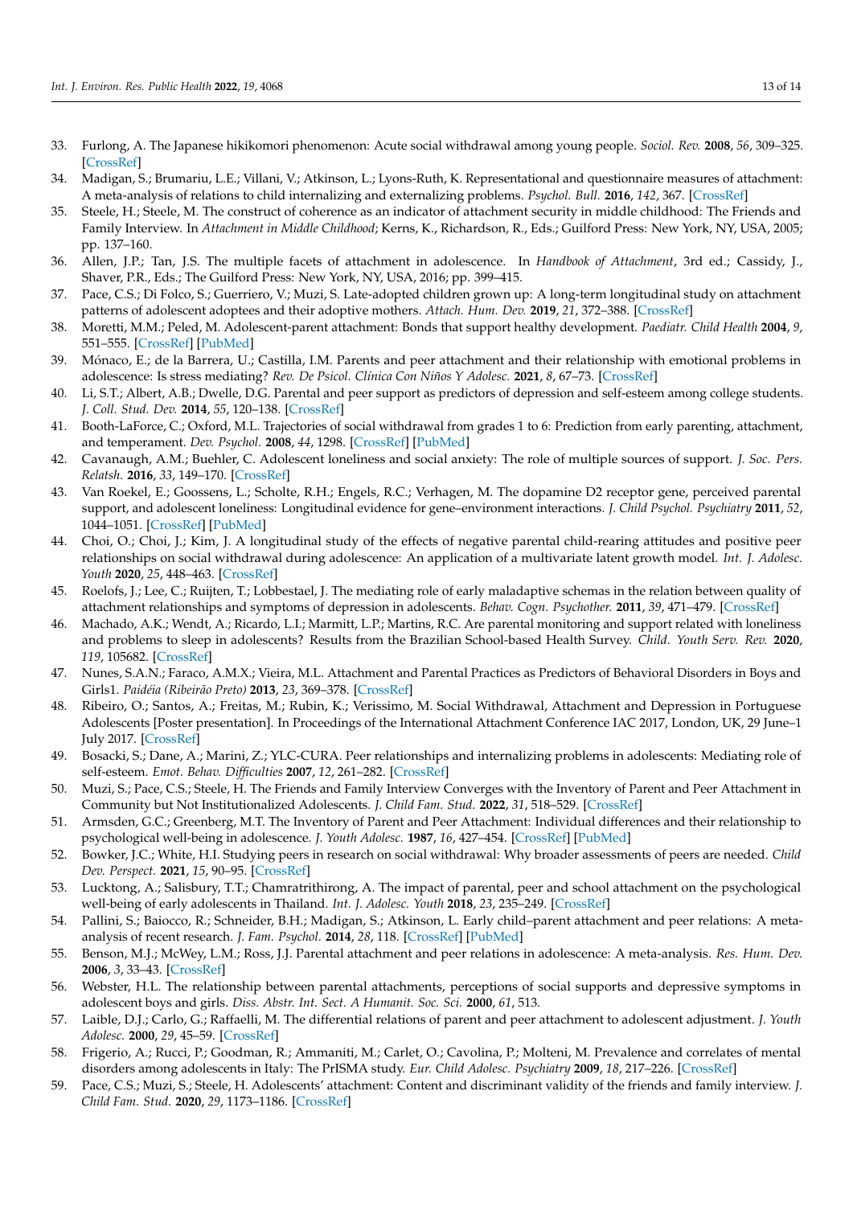33. Furlong, A. The Japanese hikikomori phenomenon: Acute social withdrawal among young people. *Sociol. Rev.* **2008**, *56*, 309–325. [CrossRef]
34. Madigan, S.; Brumariu, L.E.; Villani, V.; Atkinson, L.; Lyons-Ruth, K. Representational and questionnaire measures of attachment: A meta-analysis of relations to child internalizing and externalizing problems. *Psychol. Bull.* **2016**, *142*, 367. [CrossRef]
35. Steele, H.; Steele, M. The construct of coherence as an indicator of attachment security in middle childhood: The Friends and Family Interview. In *Attachment in Middle Childhood*; Kerns, K., Richardson, R., Eds.; Guilford Press: New York, NY, USA, 2005; pp. 137–160.
36. Allen, J.P.; Tan, J.S. The multiple facets of attachment in adolescence. In *Handbook of Attachment*, 3rd ed.; Cassidy, J., Shaver, P.R., Eds.; The Guilford Press: New York, NY, USA, 2016; pp. 399–415.
37. Pace, C.S.; Di Folco, S.; Guerriero, V.; Muzi, S. Late-adopted children grown up: A long-term longitudinal study on attachment patterns of adolescent adoptees and their adoptive mothers. *Attach. Hum. Dev.* **2019**, *21*, 372–388. [CrossRef]
38. Moretti, M.M.; Peled, M. Adolescent-parent attachment: Bonds that support healthy development. *Paediatr. Child Health* **2004**, *9*, 551–555. [CrossRef] [PubMed]
39. Mónaco, E.; de la Barrera, U.; Castilla, I.M. Parents and peer attachment and their relationship with emotional problems in adolescence: Is stress mediating? *Rev. De Psicol. Clínica Con Niños Y Adolesc.* **2021**, *8*, 67–73. [CrossRef]
40. Li, S.T.; Albert, A.B.; Dwelle, D.G. Parental and peer support as predictors of depression and self-esteem among college students. *J. Coll. Stud. Dev.* **2014**, *55*, 120–138. [CrossRef]
41. Booth-LaForce, C.; Oxford, M.L. Trajectories of social withdrawal from grades 1 to 6: Prediction from early parenting, attachment, and temperament. *Dev. Psychol.* **2008**, *44*, 1298. [CrossRef] [PubMed]
42. Cavanaugh, A.M.; Buehler, C. Adolescent loneliness and social anxiety: The role of multiple sources of support. *J. Soc. Pers. Relatsh.* **2016**, *33*, 149–170. [CrossRef]
43. Van Roekel, E.; Goossens, L.; Scholte, R.H.; Engels, R.C.; Verhagen, M. The dopamine D2 receptor gene, perceived parental support, and adolescent loneliness: Longitudinal evidence for gene–environment interactions. *J. Child Psychol. Psychiatry* **2011**, *52*, 1044–1051. [CrossRef] [PubMed]
44. Choi, O.; Choi, J.; Kim, J. A longitudinal study of the effects of negative parental child-rearing attitudes and positive peer relationships on social withdrawal during adolescence: An application of a multivariate latent growth model. *Int. J. Adolesc. Youth* **2020**, *25*, 448–463. [CrossRef]
45. Roelofs, J.; Lee, C.; Ruijten, T.; Lobbestael, J. The mediating role of early maladaptive schemas in the relation between quality of attachment relationships and symptoms of depression in adolescents. *Behav. Cogn. Psychother.* **2011**, *39*, 471–479. [CrossRef]
46. Machado, A.K.; Wendt, A.; Ricardo, L.I.; Marmitt, L.P.; Martins, R.C. Are parental monitoring and support related with loneliness and problems to sleep in adolescents? Results from the Brazilian School-based Health Survey. *Child. Youth Serv. Rev.* **2020**, *119*, 105682. [CrossRef]
47. Nunes, S.A.N.; Faraco, A.M.X.; Vieira, M.L. Attachment and Parental Practices as Predictors of Behavioral Disorders in Boys and Girls1. *Paidéia (Ribeirão Preto)* **2013**, *23*, 369–378. [CrossRef]
48. Ribeiro, O.; Santos, A.; Freitas, M.; Rubin, K.; Verissimo, M. Social Withdrawal, Attachment and Depression in Portuguese Adolescents [Poster presentation]. In Proceedings of the International Attachment Conference IAC 2017, London, UK, 29 June–1 July 2017. [CrossRef]
49. Bosacki, S.; Dane, A.; Marini, Z.; YLC-CURA. Peer relationships and internalizing problems in adolescents: Mediating role of self-esteem. *Emot. Behav. Difficulties* **2007**, *12*, 261–282. [CrossRef]
50. Muzi, S.; Pace, C.S.; Steele, H. The Friends and Family Interview Converges with the Inventory of Parent and Peer Attachment in Community but Not Institutionalized Adolescents. *J. Child Fam. Stud.* **2022**, *31*, 518–529. [CrossRef]
51. Armsden, G.C.; Greenberg, M.T. The Inventory of Parent and Peer Attachment: Individual differences and their relationship to psychological well-being in adolescence. *J. Youth Adolesc.* **1987**, *16*, 427–454. [CrossRef] [PubMed]
52. Bowker, J.C.; White, H.I. Studying peers in research on social withdrawal: Why broader assessments of peers are needed. *Child Dev. Perspect.* **2021**, *15*, 90–95. [CrossRef]
53. Lucktong, A.; Salisbury, T.T.; Chamratrithirong, A. The impact of parental, peer and school attachment on the psychological well-being of early adolescents in Thailand. *Int. J. Adolesc. Youth* **2018**, *23*, 235–249. [CrossRef]
54. Pallini, S.; Baiocco, R.; Schneider, B.H.; Madigan, S.; Atkinson, L. Early child–parent attachment and peer relations: A meta-analysis of recent research. *J. Fam. Psychol.* **2014**, *28*, 118. [CrossRef] [PubMed]
55. Benson, M.J.; McWey, L.M.; Ross, J.J. Parental attachment and peer relations in adolescence: A meta-analysis. *Res. Hum. Dev.* **2006**, *3*, 33–43. [CrossRef]
56. Webster, H.L. The relationship between parental attachments, perceptions of social supports and depressive symptoms in adolescent boys and girls. *Diss. Abstr. Int. Sect. A Humanit. Soc. Sci.* **2000**, *61*, 513.
57. Laible, D.J.; Carlo, G.; Raffaelli, M. The differential relations of parent and peer attachment to adolescent adjustment. *J. Youth Adolesc.* **2000**, *29*, 45–59. [CrossRef]
58. Frigerio, A.; Rucci, P.; Goodman, R.; Ammaniti, M.; Carlet, O.; Cavolina, P.; Molteni, M. Prevalence and correlates of mental disorders among adolescents in Italy: The PrISMA study. *Eur. Child Adolesc. Psychiatry* **2009**, *18*, 217–226. [CrossRef]
59. Pace, C.S.; Muzi, S.; Steele, H. Adolescents' attachment: Content and discriminant validity of the friends and family interview. *J. Child Fam. Stud.* **2020**, *29*, 1173–1186. [CrossRef]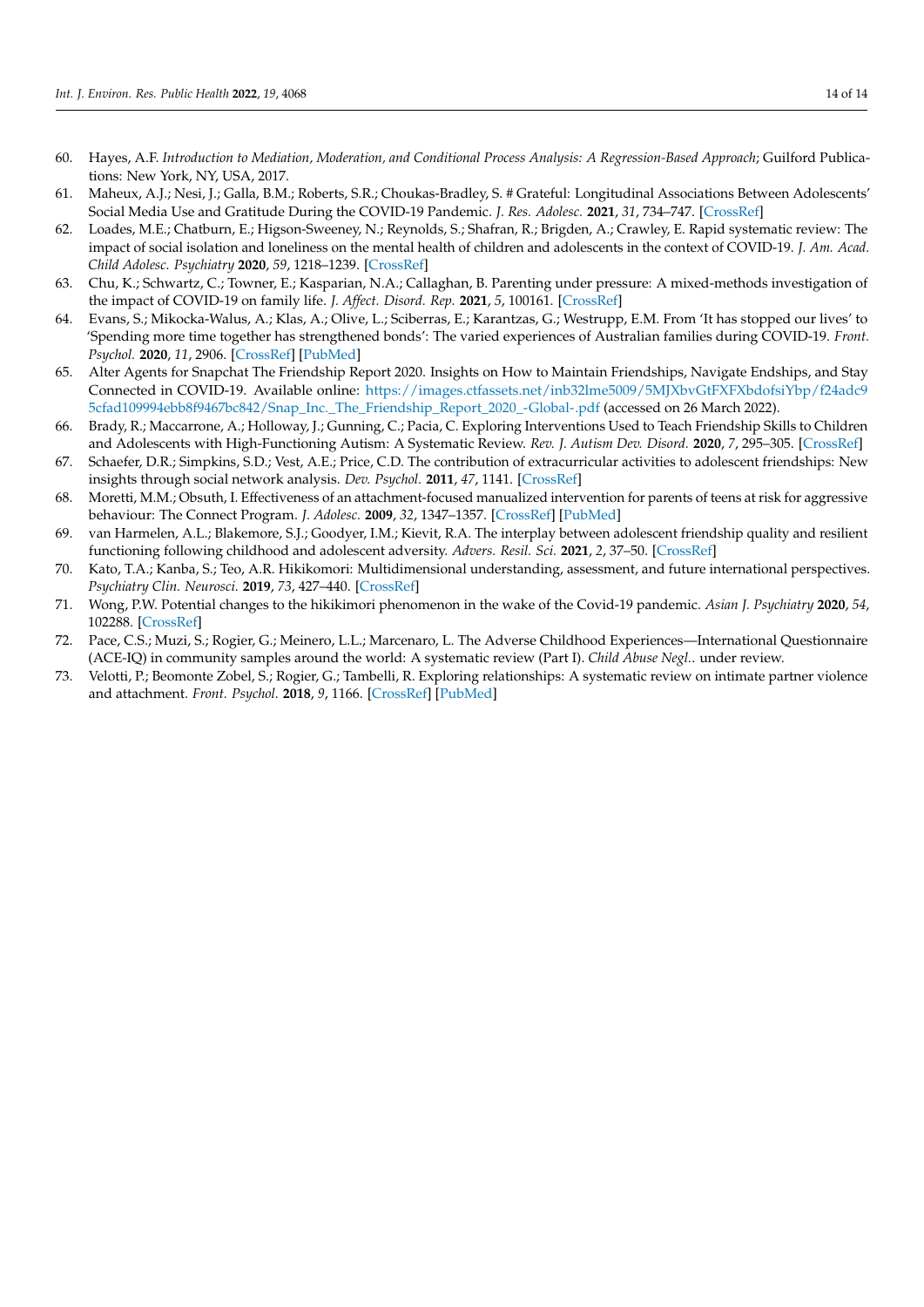60. Hayes, A.F. *Introduction to Mediation, Moderation, and Conditional Process Analysis: A Regression-Based Approach*; Guilford Publications: New York, NY, USA, 2017.
61. Maheux, A.J.; Nesi, J.; Galla, B.M.; Roberts, S.R.; Choukas-Bradley, S. # Grateful: Longitudinal Associations Between Adolescents' Social Media Use and Gratitude During the COVID-19 Pandemic. *J. Res. Adolesc.* **2021**, *31*, 734–747. [CrossRef]
62. Loades, M.E.; Chatburn, E.; Higson-Sweeney, N.; Reynolds, S.; Shafran, R.; Brigden, A.; Crawley, E. Rapid systematic review: The impact of social isolation and loneliness on the mental health of children and adolescents in the context of COVID-19. *J. Am. Acad. Child Adolesc. Psychiatry* **2020**, *59*, 1218–1239. [CrossRef]
63. Chu, K.; Schwartz, C.; Towner, E.; Kasparian, N.A.; Callaghan, B. Parenting under pressure: A mixed-methods investigation of the impact of COVID-19 on family life. *J. Affect. Disord. Rep.* **2021**, *5*, 100161. [CrossRef]
64. Evans, S.; Mikocka-Walus, A.; Klas, A.; Olive, L.; Sciberras, E.; Karantzas, G.; Westrupp, E.M. From 'It has stopped our lives' to 'Spending more time together has strengthened bonds': The varied experiences of Australian families during COVID-19. *Front. Psychol.* **2020**, *11*, 2906. [CrossRef] [PubMed]
65. Alter Agents for Snapchat The Friendship Report 2020. Insights on How to Maintain Friendships, Navigate Endships, and Stay Connected in COVID-19. Available online: https://images.ctfassets.net/inb32lme5009/5MJXbvGtFXFXbdofsiYbp/f24adc95cfad109994ebb8f9467bc842/Snap_Inc._The_Friendship_Report_2020_-Global-.pdf (accessed on 26 March 2022).
66. Brady, R.; Maccarrone, A.; Holloway, J.; Gunning, C.; Pacia, C. Exploring Interventions Used to Teach Friendship Skills to Children and Adolescents with High-Functioning Autism: A Systematic Review. *Rev. J. Autism Dev. Disord.* **2020**, *7*, 295–305. [CrossRef]
67. Schaefer, D.R.; Simpkins, S.D.; Vest, A.E.; Price, C.D. The contribution of extracurricular activities to adolescent friendships: New insights through social network analysis. *Dev. Psychol.* **2011**, *47*, 1141. [CrossRef]
68. Moretti, M.M.; Obsuth, I. Effectiveness of an attachment-focused manualized intervention for parents of teens at risk for aggressive behaviour: The Connect Program. *J. Adolesc.* **2009**, *32*, 1347–1357. [CrossRef] [PubMed]
69. van Harmelen, A.L.; Blakemore, S.J.; Goodyer, I.M.; Kievit, R.A. The interplay between adolescent friendship quality and resilient functioning following childhood and adolescent adversity. *Advers. Resil. Sci.* **2021**, *2*, 37–50. [CrossRef]
70. Kato, T.A.; Kanba, S.; Teo, A.R. Hikikomori: Multidimensional understanding, assessment, and future international perspectives. *Psychiatry Clin. Neurosci.* **2019**, *73*, 427–440. [CrossRef]
71. Wong, P.W. Potential changes to the hikikimori phenomenon in the wake of the Covid-19 pandemic. *Asian J. Psychiatry* **2020**, *54*, 102288. [CrossRef]
72. Pace, C.S.; Muzi, S.; Rogier, G.; Meinero, L.L.; Marcenaro, L. The Adverse Childhood Experiences—International Questionnaire (ACE-IQ) in community samples around the world: A systematic review (Part I). *Child Abuse Negl.*. under review.
73. Velotti, P.; Beomonte Zobel, S.; Rogier, G.; Tambelli, R. Exploring relationships: A systematic review on intimate partner violence and attachment. *Front. Psychol.* **2018**, *9*, 1166. [CrossRef] [PubMed]